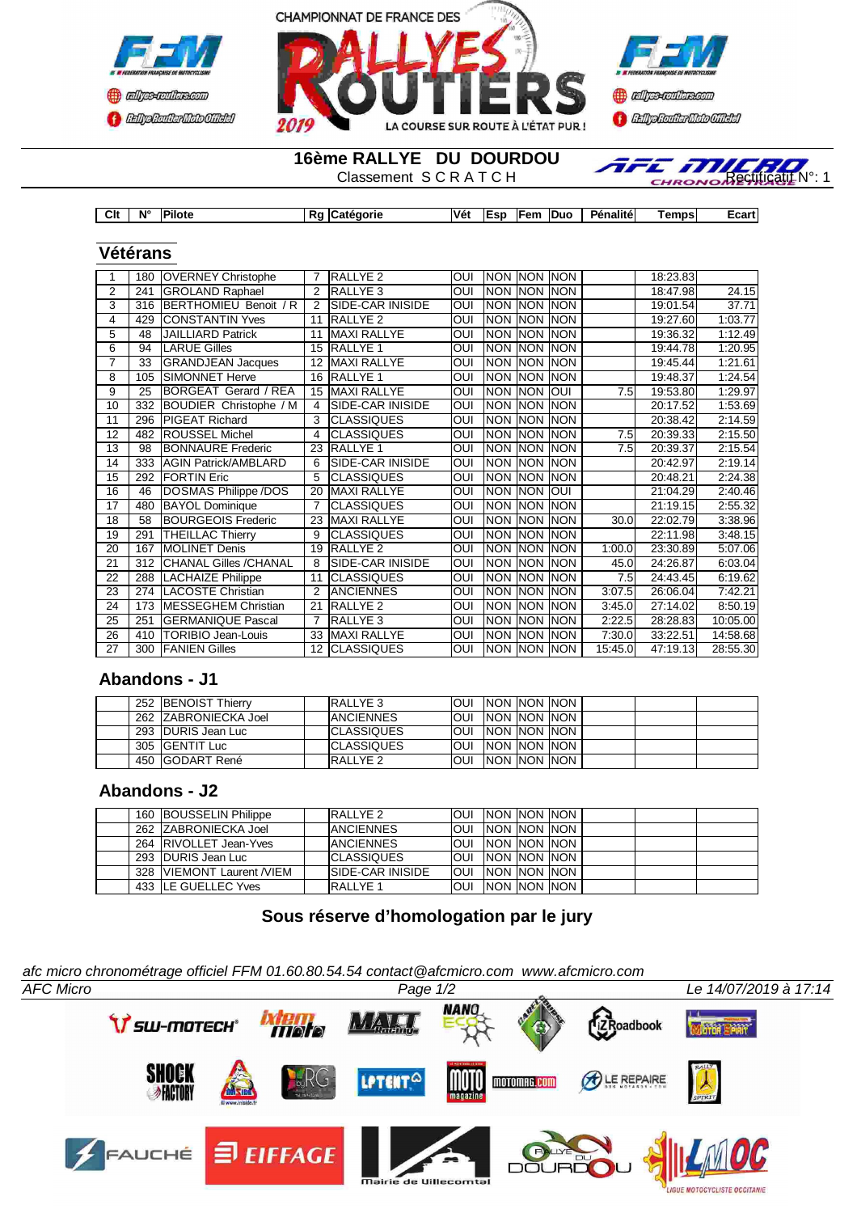CHAMPIONNAT DE FRANCE DES RALLYES ROUTIERS 2019

LA COURSE SUR ROUTE À L'ÉTAT PUR !

# 16ème RALLYE DU DOURDOU

Classement S C R A T C H

Rectificatif N°: 1

## Vétérans

| Clt | N° | Pilote | Rg | Catégorie | Vét | Esp | Fem | Duo | Pénalité | Temps | Ecart |
|---|---|---|---|---|---|---|---|---|---|---|---|
| 1 | 180 | OVERNEY Christophe | 7 | RALLYE 2 | OUI | NON | NON | NON | | 18:23.83 | |
| 2 | 241 | GROLAND Raphael | 2 | RALLYE 3 | OUI | NON | NON | NON | | 18:47.98 | 24.15 |
| 3 | 316 | BERTHOMIEU Benoit / R | 2 | SIDE-CAR INISIDE | OUI | NON | NON | NON | | 19:01.54 | 37.71 |
| 4 | 429 | CONSTANTIN Yves | 11 | RALLYE 2 | OUI | NON | NON | NON | | 19:27.60 | 1:03.77 |
| 5 | 48 | JAILLIARD Patrick | 11 | MAXI RALLYE | OUI | NON | NON | NON | | 19:36.32 | 1:12.49 |
| 6 | 94 | LARUE Gilles | 15 | RALLYE 1 | OUI | NON | NON | NON | | 19:44.78 | 1:20.95 |
| 7 | 33 | GRANDJEAN Jacques | 12 | MAXI RALLYE | OUI | NON | NON | NON | | 19:45.44 | 1:21.61 |
| 8 | 105 | SIMONNET Herve | 16 | RALLYE 1 | OUI | NON | NON | NON | | 19:48.37 | 1:24.54 |
| 9 | 25 | BORGEAT Gerard / REA | 15 | MAXI RALLYE | OUI | NON | NON | OUI | 7.5 | 19:53.80 | 1:29.97 |
| 10 | 332 | BOUDIER Christophe / M | 4 | SIDE-CAR INISIDE | OUI | NON | NON | NON | | 20:17.52 | 1:53.69 |
| 11 | 296 | PIGEAT Richard | 3 | CLASSIQUES | OUI | NON | NON | NON | | 20:38.42 | 2:14.59 |
| 12 | 482 | ROUSSEL Michel | 4 | CLASSIQUES | OUI | NON | NON | NON | 7.5 | 20:39.33 | 2:15.50 |
| 13 | 98 | BONNAURE Frederic | 23 | RALLYE 1 | OUI | NON | NON | NON | 7.5 | 20:39.37 | 2:15.54 |
| 14 | 333 | AGIN Patrick/AMBLARD | 6 | SIDE-CAR INISIDE | OUI | NON | NON | NON | | 20:42.97 | 2:19.14 |
| 15 | 292 | FORTIN Eric | 5 | CLASSIQUES | OUI | NON | NON | NON | | 20:48.21 | 2:24.38 |
| 16 | 46 | DOSMAS Philippe /DOS | 20 | MAXI RALLYE | OUI | NON | NON | OUI | | 21:04.29 | 2:40.46 |
| 17 | 480 | BAYOL Dominique | 7 | CLASSIQUES | OUI | NON | NON | NON | | 21:19.15 | 2:55.32 |
| 18 | 58 | BOURGEOIS Frederic | 23 | MAXI RALLYE | OUI | NON | NON | NON | 30.0 | 22:02.79 | 3:38.96 |
| 19 | 291 | THEILLAC Thierry | 9 | CLASSIQUES | OUI | NON | NON | NON | | 22:11.98 | 3:48.15 |
| 20 | 167 | MOLINET Denis | 19 | RALLYE 2 | OUI | NON | NON | NON | 1:00.0 | 23:30.89 | 5:07.06 |
| 21 | 312 | CHANAL Gilles /CHANAL | 8 | SIDE-CAR INISIDE | OUI | NON | NON | NON | 45.0 | 24:26.87 | 6:03.04 |
| 22 | 288 | LACHAIZE Philippe | 11 | CLASSIQUES | OUI | NON | NON | NON | 7.5 | 24:43.45 | 6:19.62 |
| 23 | 274 | LACOSTE Christian | 2 | ANCIENNES | OUI | NON | NON | NON | 3:07.5 | 26:06.04 | 7:42.21 |
| 24 | 173 | MESSEGHEM Christian | 21 | RALLYE 2 | OUI | NON | NON | NON | 3:45.0 | 27:14.02 | 8:50.19 |
| 25 | 251 | GERMANIQUE Pascal | 7 | RALLYE 3 | OUI | NON | NON | NON | 2:22.5 | 28:28.83 | 10:05.00 |
| 26 | 410 | TORIBIO Jean-Louis | 33 | MAXI RALLYE | OUI | NON | NON | NON | 7:30.0 | 33:22.51 | 14:58.68 |
| 27 | 300 | FANIEN Gilles | 12 | CLASSIQUES | OUI | NON | NON | NON | 15:45.0 | 47:19.13 | 28:55.30 |

## Abandons - J1

| Clt | N° | Pilote | Rg | Catégorie | Vét | Esp | Fem | Duo | Pénalité | Temps | Ecart |
|---|---|---|---|---|---|---|---|---|---|---|---|
| | 252 | BENOIST Thierry | | RALLYE 3 | OUI | NON | NON | NON | | | |
| | 262 | ZABRONIECKA Joel | | ANCIENNES | OUI | NON | NON | NON | | | |
| | 293 | DURIS Jean Luc | | CLASSIQUES | OUI | NON | NON | NON | | | |
| | 305 | GENTIT Luc | | CLASSIQUES | OUI | NON | NON | NON | | | |
| | 450 | GODART René | | RALLYE 2 | OUI | NON | NON | NON | | | |

## Abandons - J2

| Clt | N° | Pilote | Rg | Catégorie | Vét | Esp | Fem | Duo | Pénalité | Temps | Ecart |
|---|---|---|---|---|---|---|---|---|---|---|---|
| | 160 | BOUSSELIN Philippe | | RALLYE 2 | OUI | NON | NON | NON | | | |
| | 262 | ZABRONIECKA Joel | | ANCIENNES | OUI | NON | NON | NON | | | |
| | 264 | RIVOLLET Jean-Yves | | ANCIENNES | OUI | NON | NON | NON | | | |
| | 293 | DURIS Jean Luc | | CLASSIQUES | OUI | NON | NON | NON | | | |
| | 328 | VIEMONT Laurent /VIEM | | SIDE-CAR INISIDE | OUI | NON | NON | NON | | | |
| | 433 | LE GUELLEC Yves | | RALLYE 1 | OUI | NON | NON | NON | | | |

**Sous réserve d'homologation par le jury**

*afc micro chronométrage officiel FFM 01.60.80.54.54 contact@afcmicro.com www.afcmicro.com*

*AFC Micro* — *Le 14/07/2019 à 17:14*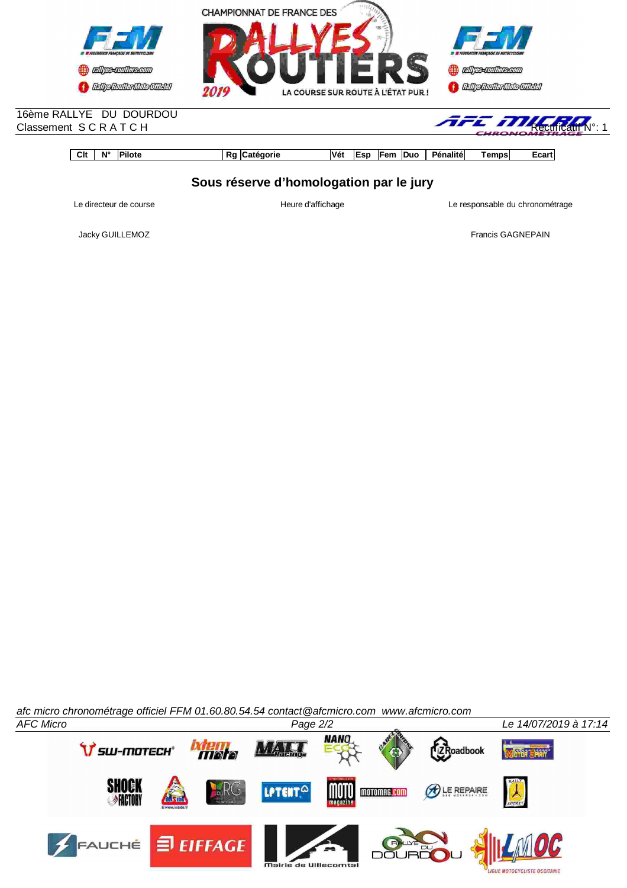16ème RALLYE DU DOURDOU
Classement S C R A T C H

Rectificatif N°: 1

| Clt | N° | Pilote | Rg | Catégorie | Vét | Esp | Fem | Duo | Pénalité | Temps | Ecart |
|---|---|---|---|---|---|---|---|---|---|---|---|

## Sous réserve d'homologation par le jury

Le directeur de course

Heure d'affichage

Le responsable du chronométrage

Jacky GUILLEMOZ

Francis GAGNEPAIN

*afc micro chronométrage officiel FFM 01.60.80.54.54 contact@afcmicro.com www.afcmicro.com*

*AFC Micro*

*Le 14/07/2019 à 17:14*